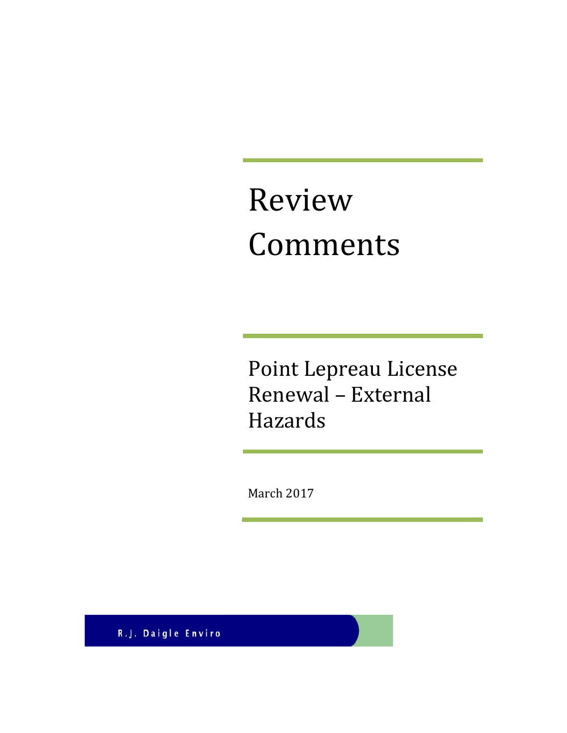# Review Comments

## Point Lepreau License Renewal – External Hazards

March 2017

R.J. Daigle Enviro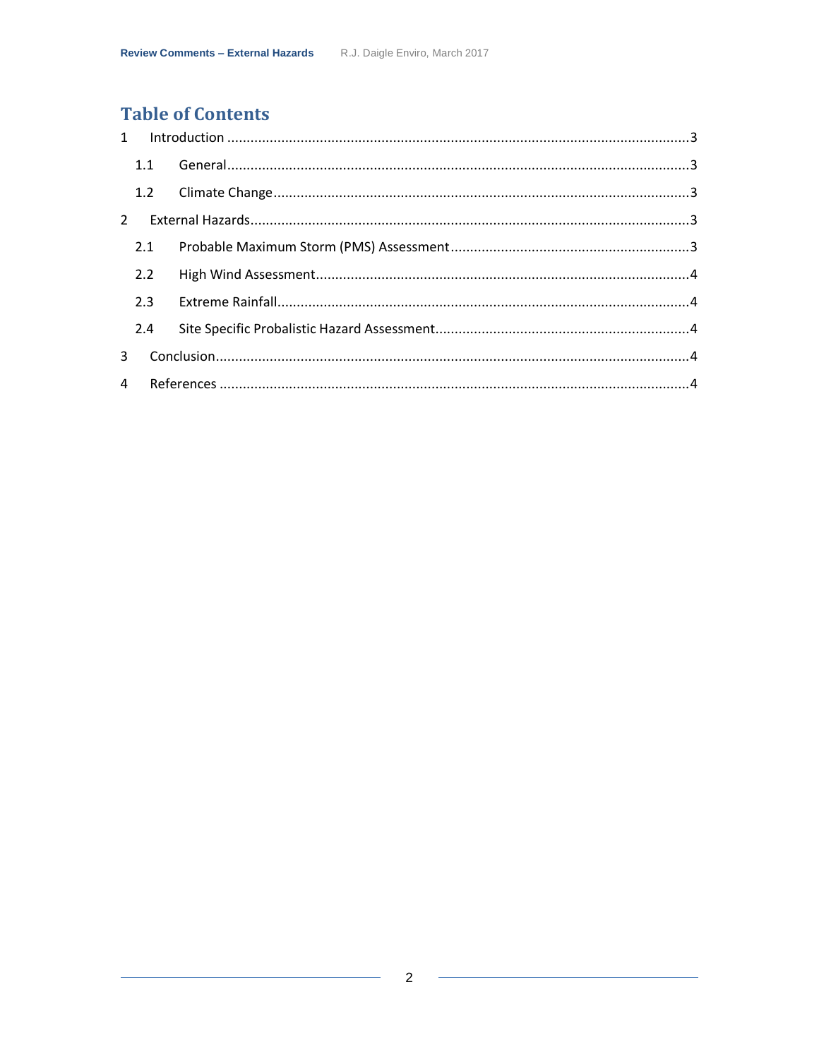# Table of Contents

1 Introduction ....................................................................................................................3

 1.1 General....................................................................................................................3

 1.2 Climate Change........................................................................................................3

2 External Hazards.............................................................................................................3

 2.1 Probable Maximum Storm (PMS) Assessment............................................................3

 2.2 High Wind Assessment..............................................................................................4

 2.3 Extreme Rainfall.......................................................................................................4

 2.4 Site Specific Probalistic Hazard Assessment................................................................4

3 Conclusion......................................................................................................................4

4 References .....................................................................................................................4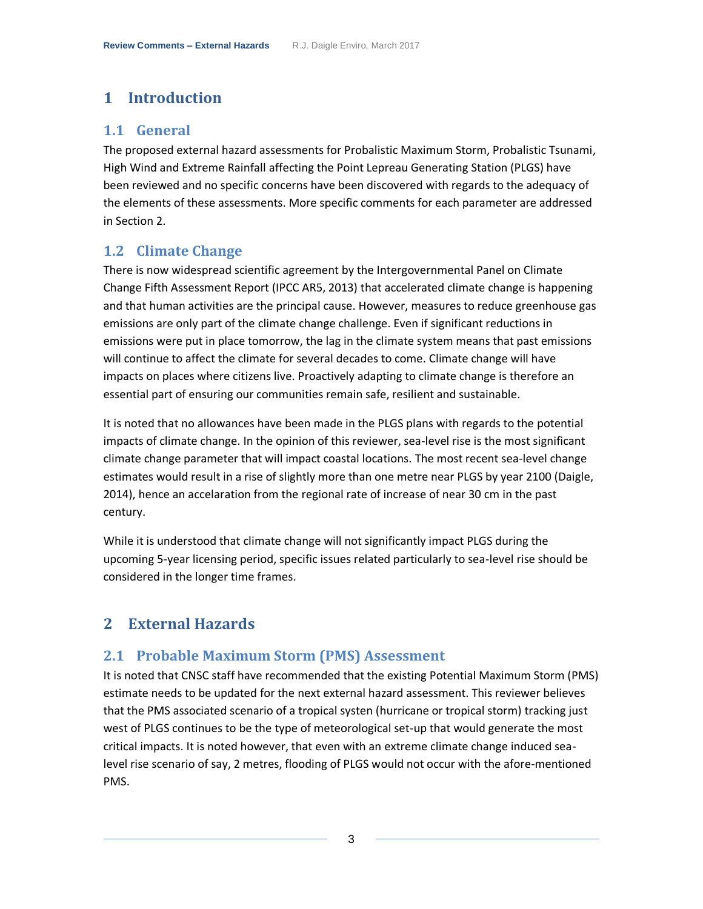# 1 Introduction

## 1.1 General

The proposed external hazard assessments for Probalistic Maximum Storm, Probalistic Tsunami, High Wind and Extreme Rainfall affecting the Point Lepreau Generating Station (PLGS) have been reviewed and no specific concerns have been discovered with regards to the adequacy of the elements of these assessments. More specific comments for each parameter are addressed in Section 2.

## 1.2 Climate Change

There is now widespread scientific agreement by the Intergovernmental Panel on Climate Change Fifth Assessment Report (IPCC AR5, 2013) that accelerated climate change is happening and that human activities are the principal cause. However, measures to reduce greenhouse gas emissions are only part of the climate change challenge. Even if significant reductions in emissions were put in place tomorrow, the lag in the climate system means that past emissions will continue to affect the climate for several decades to come. Climate change will have impacts on places where citizens live. Proactively adapting to climate change is therefore an essential part of ensuring our communities remain safe, resilient and sustainable.

It is noted that no allowances have been made in the PLGS plans with regards to the potential impacts of climate change. In the opinion of this reviewer, sea-level rise is the most significant climate change parameter that will impact coastal locations. The most recent sea-level change estimates would result in a rise of slightly more than one metre near PLGS by year 2100 (Daigle, 2014), hence an accelaration from the regional rate of increase of near 30 cm in the past century.

While it is understood that climate change will not significantly impact PLGS during the upcoming 5-year licensing period, specific issues related particularly to sea-level rise should be considered in the longer time frames.

# 2 External Hazards

## 2.1 Probable Maximum Storm (PMS) Assessment

It is noted that CNSC staff have recommended that the existing Potential Maximum Storm (PMS) estimate needs to be updated for the next external hazard assessment. This reviewer believes that the PMS associated scenario of a tropical systen (hurricane or tropical storm) tracking just west of PLGS continues to be the type of meteorological set-up that would generate the most critical impacts. It is noted however, that even with an extreme climate change induced sea-level rise scenario of say, 2 metres, flooding of PLGS would not occur with the afore-mentioned PMS.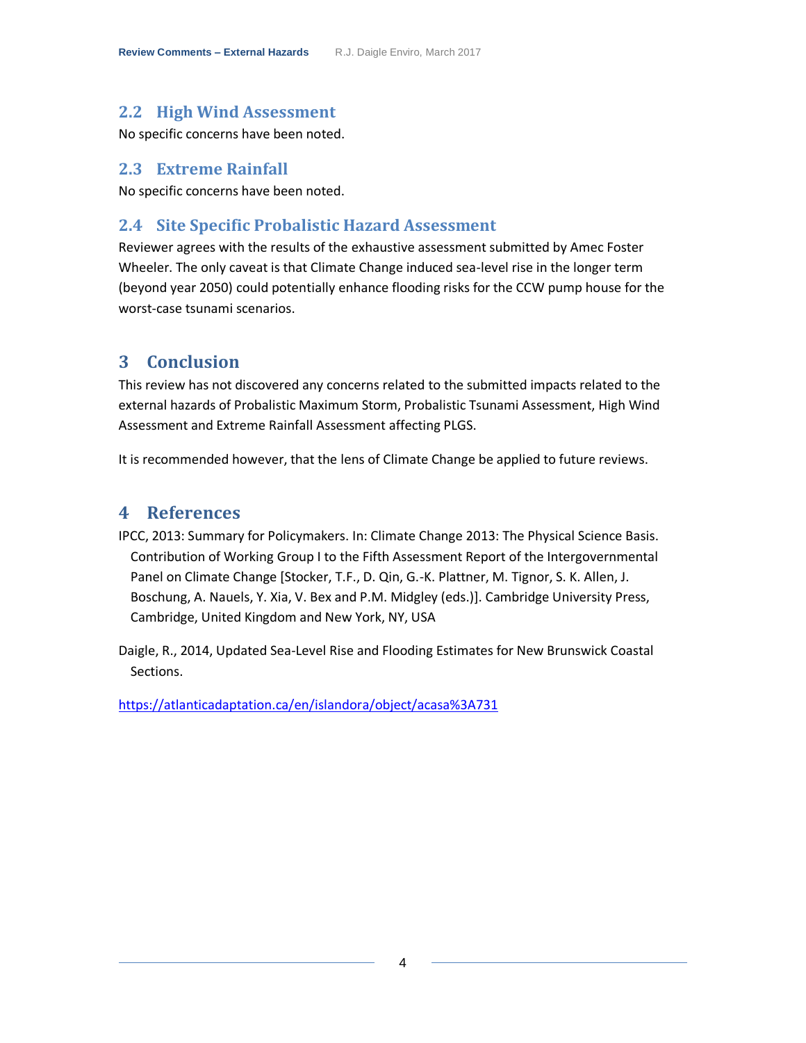## 2.2 High Wind Assessment

No specific concerns have been noted.

## 2.3 Extreme Rainfall

No specific concerns have been noted.

## 2.4 Site Specific Probalistic Hazard Assessment

Reviewer agrees with the results of the exhaustive assessment submitted by Amec Foster Wheeler. The only caveat is that Climate Change induced sea-level rise in the longer term (beyond year 2050) could potentially enhance flooding risks for the CCW pump house for the worst-case tsunami scenarios.

# 3 Conclusion

This review has not discovered any concerns related to the submitted impacts related to the external hazards of Probalistic Maximum Storm, Probalistic Tsunami Assessment, High Wind Assessment and Extreme Rainfall Assessment affecting PLGS.

It is recommended however, that the lens of Climate Change be applied to future reviews.

# 4 References

IPCC, 2013: Summary for Policymakers. In: Climate Change 2013: The Physical Science Basis. Contribution of Working Group I to the Fifth Assessment Report of the Intergovernmental Panel on Climate Change [Stocker, T.F., D. Qin, G.-K. Plattner, M. Tignor, S. K. Allen, J. Boschung, A. Nauels, Y. Xia, V. Bex and P.M. Midgley (eds.)]. Cambridge University Press, Cambridge, United Kingdom and New York, NY, USA

Daigle, R., 2014, Updated Sea-Level Rise and Flooding Estimates for New Brunswick Coastal Sections.

https://atlanticadaptation.ca/en/islandora/object/acasa%3A731